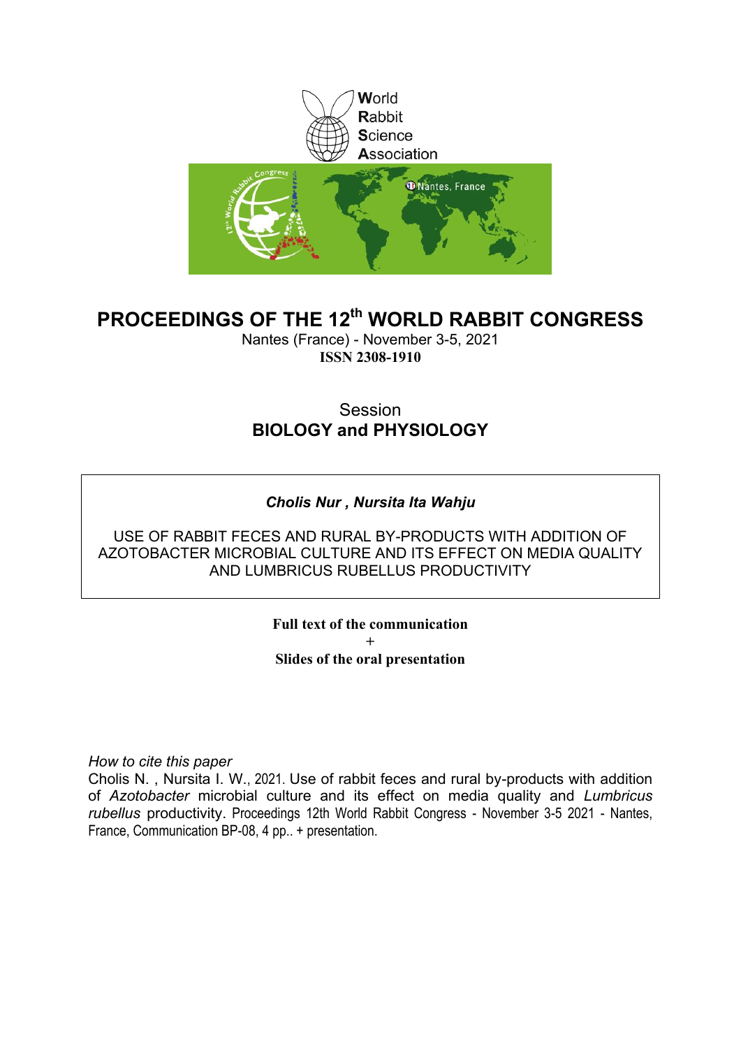World
Rabbit
Science
Association

# PROCEEDINGS OF THE 12th WORLD RABBIT CONGRESS

Nantes (France) - November 3-5, 2021
**ISSN 2308-1910**

## Session
## BIOLOGY and PHYSIOLOGY

***Cholis Nur , Nursita Ita Wahju***

USE OF RABBIT FECES AND RURAL BY-PRODUCTS WITH ADDITION OF AZOTOBACTER MICROBIAL CULTURE AND ITS EFFECT ON MEDIA QUALITY AND LUMBRICUS RUBELLUS PRODUCTIVITY

**Full text of the communication**
**+**
**Slides of the oral presentation**

*How to cite this paper*
Cholis N. , Nursita I. W., 2021. Use of rabbit feces and rural by-products with addition of *Azotobacter* microbial culture and its effect on media quality and *Lumbricus rubellus* productivity. Proceedings 12th World Rabbit Congress - November 3-5 2021 - Nantes, France, Communication BP-08, 4 pp.. + presentation.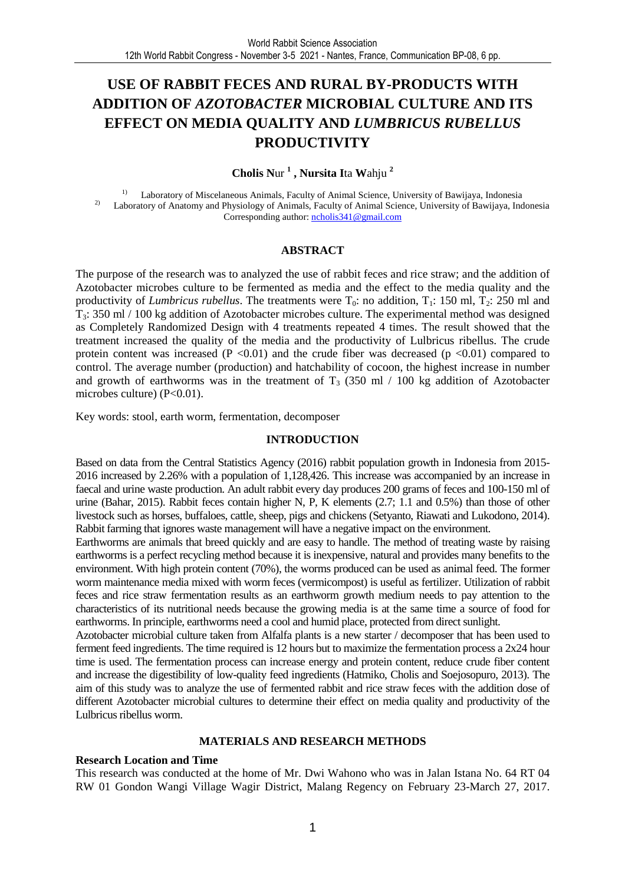# USE OF RABBIT FECES AND RURAL BY-PRODUCTS WITH ADDITION OF *AZOTOBACTER* MICROBIAL CULTURE AND ITS EFFECT ON MEDIA QUALITY AND *LUMBRICUS RUBELLUS* PRODUCTIVITY

**Cholis N**ur [1] **, Nursita I**ta **W**ahju [2]

[1] Laboratory of Miscelaneous Animals, Faculty of Animal Science, University of Bawijaya, Indonesia
[2] Laboratory of Anatomy and Physiology of Animals, Faculty of Animal Science, University of Bawijaya, Indonesia
Corresponding author: ncholis341@gmail.com

## ABSTRACT

The purpose of the research was to analyzed the use of rabbit feces and rice straw; and the addition of Azotobacter microbes culture to be fermented as media and the effect to the media quality and the productivity of *Lumbricus rubellus*. The treatments were $T_0$: no addition, $T_1$: 150 ml, $T_2$: 250 ml and $T_3$: 350 ml / 100 kg addition of Azotobacter microbes culture. The experimental method was designed as Completely Randomized Design with 4 treatments repeated 4 times. The result showed that the treatment increased the quality of the media and the productivity of Lulbricus ribellus. The crude protein content was increased ($P < 0.01$) and the crude fiber was decreased ($p < 0.01$) compared to control. The average number (production) and hatchability of cocoon, the highest increase in number and growth of earthworms was in the treatment of $T_3$ (350 ml / 100 kg addition of Azotobacter microbes culture) ($P < 0.01$).

Key words: stool, earth worm, fermentation, decomposer

## INTRODUCTION

Based on data from the Central Statistics Agency (2016) rabbit population growth in Indonesia from 2015-2016 increased by 2.26% with a population of 1,128,426. This increase was accompanied by an increase in faecal and urine waste production. An adult rabbit every day produces 200 grams of feces and 100-150 ml of urine (Bahar, 2015). Rabbit feces contain higher N, P, K elements (2.7; 1.1 and 0.5%) than those of other livestock such as horses, buffaloes, cattle, sheep, pigs and chickens (Setyanto, Riawati and Lukodono, 2014). Rabbit farming that ignores waste management will have a negative impact on the environment.

Earthworms are animals that breed quickly and are easy to handle. The method of treating waste by raising earthworms is a perfect recycling method because it is inexpensive, natural and provides many benefits to the environment. With high protein content (70%), the worms produced can be used as animal feed. The former worm maintenance media mixed with worm feces (vermicompost) is useful as fertilizer. Utilization of rabbit feces and rice straw fermentation results as an earthworm growth medium needs to pay attention to the characteristics of its nutritional needs because the growing media is at the same time a source of food for earthworms. In principle, earthworms need a cool and humid place, protected from direct sunlight.

Azotobacter microbial culture taken from Alfalfa plants is a new starter / decomposer that has been used to ferment feed ingredients. The time required is 12 hours but to maximize the fermentation process a 2x24 hour time is used. The fermentation process can increase energy and protein content, reduce crude fiber content and increase the digestibility of low-quality feed ingredients (Hatmiko, Cholis and Soejosopuro, 2013). The aim of this study was to analyze the use of fermented rabbit and rice straw feces with the addition dose of different Azotobacter microbial cultures to determine their effect on media quality and productivity of the Lulbricus ribellus worm.

## MATERIALS AND RESEARCH METHODS

### Research Location and Time

This research was conducted at the home of Mr. Dwi Wahono who was in Jalan Istana No. 64 RT 04 RW 01 Gondon Wangi Village Wagir District, Malang Regency on February 23-March 27, 2017.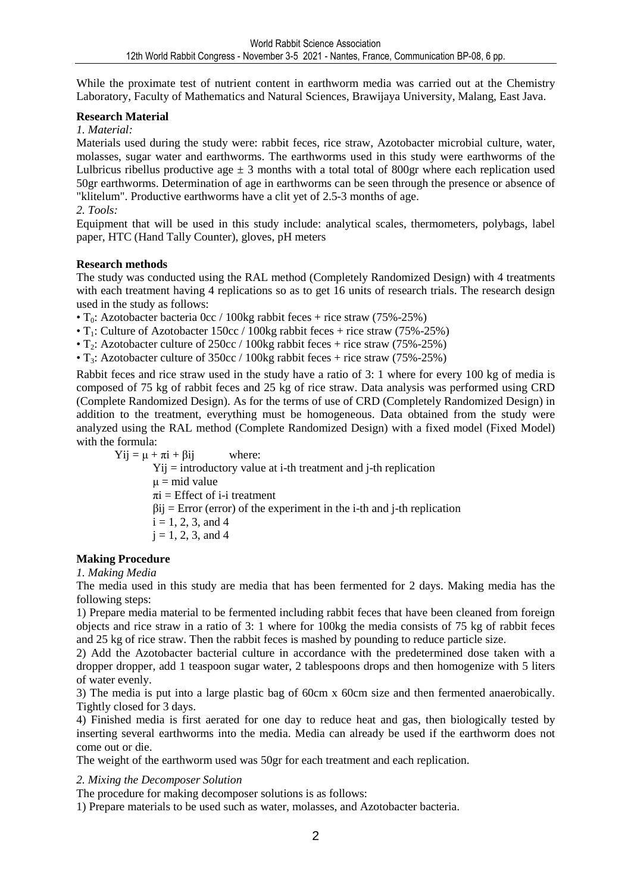While the proximate test of nutrient content in earthworm media was carried out at the Chemistry Laboratory, Faculty of Mathematics and Natural Sciences, Brawijaya University, Malang, East Java.

**Research Material**

*1. Material:*

Materials used during the study were: rabbit feces, rice straw, Azotobacter microbial culture, water, molasses, sugar water and earthworms. The earthworms used in this study were earthworms of the Lulbricus ribellus productive age ± 3 months with a total total of 800gr where each replication used 50gr earthworms. Determination of age in earthworms can be seen through the presence or absence of "klitelum". Productive earthworms have a clit yet of 2.5-3 months of age.

*2. Tools:*

Equipment that will be used in this study include: analytical scales, thermometers, polybags, label paper, HTC (Hand Tally Counter), gloves, pH meters

**Research methods**

The study was conducted using the RAL method (Completely Randomized Design) with 4 treatments with each treatment having 4 replications so as to get 16 units of research trials. The research design used in the study as follows:

- $T_0$: Azotobacter bacteria 0cc / 100kg rabbit feces + rice straw (75%-25%)
- $T_1$: Culture of Azotobacter 150cc / 100kg rabbit feces + rice straw (75%-25%)
- $T_2$: Azotobacter culture of 250cc / 100kg rabbit feces + rice straw (75%-25%)
- $T_3$: Azotobacter culture of 350cc / 100kg rabbit feces + rice straw (75%-25%)

Rabbit feces and rice straw used in the study have a ratio of 3: 1 where for every 100 kg of media is composed of 75 kg of rabbit feces and 25 kg of rice straw. Data analysis was performed using CRD (Complete Randomized Design). As for the terms of use of CRD (Completely Randomized Design) in addition to the treatment, everything must be homogeneous. Data obtained from the study were analyzed using the RAL method (Complete Randomized Design) with a fixed model (Fixed Model) with the formula:

$$Y_{ij} = \mu + \pi_i + \beta_{ij}$$

where:

$Y_{ij}$ = introductory value at i-th treatment and j-th replication

$\mu$ = mid value

$\pi_i$ = Effect of i-i treatment

$\beta_{ij}$ = Error (error) of the experiment in the i-th and j-th replication

$i$ = 1, 2, 3, and 4

$j$ = 1, 2, 3, and 4

**Making Procedure**

*1. Making Media*

The media used in this study are media that has been fermented for 2 days. Making media has the following steps:

1) Prepare media material to be fermented including rabbit feces that have been cleaned from foreign objects and rice straw in a ratio of 3: 1 where for 100kg the media consists of 75 kg of rabbit feces and 25 kg of rice straw. Then the rabbit feces is mashed by pounding to reduce particle size.

2) Add the Azotobacter bacterial culture in accordance with the predetermined dose taken with a dropper dropper, add 1 teaspoon sugar water, 2 tablespoons drops and then homogenize with 5 liters of water evenly.

3) The media is put into a large plastic bag of 60cm x 60cm size and then fermented anaerobically. Tightly closed for 3 days.

4) Finished media is first aerated for one day to reduce heat and gas, then biologically tested by inserting several earthworms into the media. Media can already be used if the earthworm does not come out or die.

The weight of the earthworm used was 50gr for each treatment and each replication.

*2. Mixing the Decomposer Solution*

The procedure for making decomposer solutions is as follows:

1) Prepare materials to be used such as water, molasses, and Azotobacter bacteria.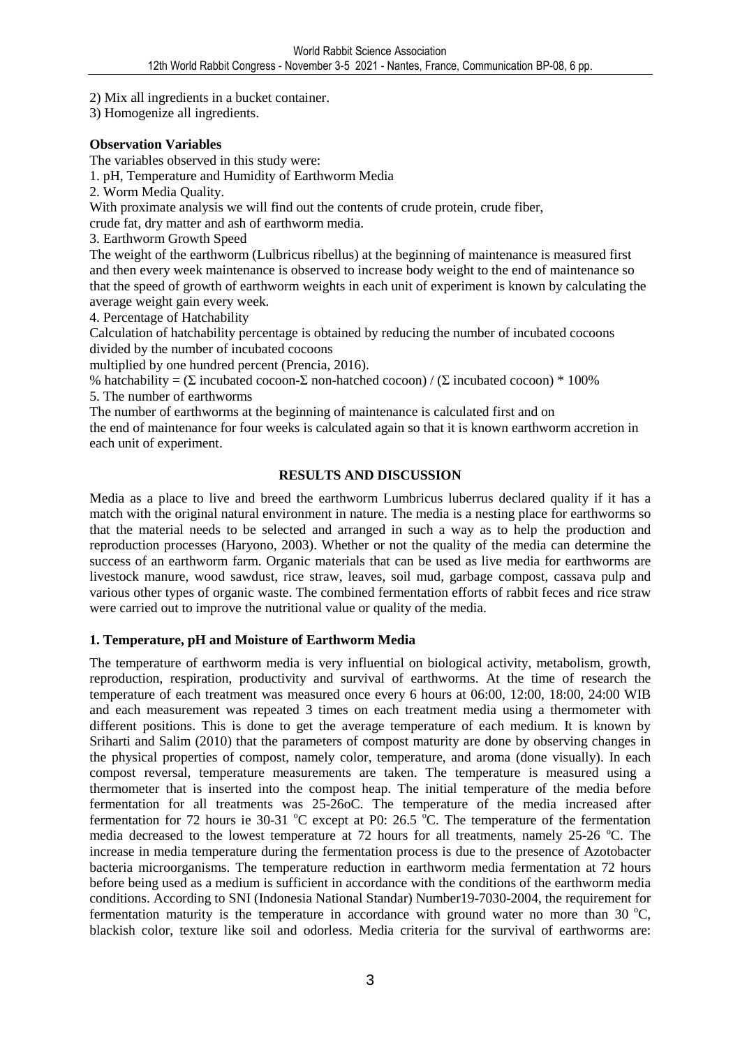2) Mix all ingredients in a bucket container.
3) Homogenize all ingredients.

**Observation Variables**

The variables observed in this study were:

1. pH, Temperature and Humidity of Earthworm Media
2. Worm Media Quality.

With proximate analysis we will find out the contents of crude protein, crude fiber, crude fat, dry matter and ash of earthworm media.

3. Earthworm Growth Speed

The weight of the earthworm (Lulbricus ribellus) at the beginning of maintenance is measured first and then every week maintenance is observed to increase body weight to the end of maintenance so that the speed of growth of earthworm weights in each unit of experiment is known by calculating the average weight gain every week.

4. Percentage of Hatchability

Calculation of hatchability percentage is obtained by reducing the number of incubated cocoons divided by the number of incubated cocoons multiplied by one hundred percent (Prencia, 2016).

% hatchability = (Σ incubated cocoon-Σ non-hatched cocoon) / (Σ incubated cocoon) * 100%

5. The number of earthworms

The number of earthworms at the beginning of maintenance is calculated first and on the end of maintenance for four weeks is calculated again so that it is known earthworm accretion in each unit of experiment.

## RESULTS AND DISCUSSION

Media as a place to live and breed the earthworm Lumbricus luberrus declared quality if it has a match with the original natural environment in nature. The media is a nesting place for earthworms so that the material needs to be selected and arranged in such a way as to help the production and reproduction processes (Haryono, 2003). Whether or not the quality of the media can determine the success of an earthworm farm. Organic materials that can be used as live media for earthworms are livestock manure, wood sawdust, rice straw, leaves, soil mud, garbage compost, cassava pulp and various other types of organic waste. The combined fermentation efforts of rabbit feces and rice straw were carried out to improve the nutritional value or quality of the media.

### 1. Temperature, pH and Moisture of Earthworm Media

The temperature of earthworm media is very influential on biological activity, metabolism, growth, reproduction, respiration, productivity and survival of earthworms. At the time of research the temperature of each treatment was measured once every 6 hours at 06:00, 12:00, 18:00, 24:00 WIB and each measurement was repeated 3 times on each treatment media using a thermometer with different positions. This is done to get the average temperature of each medium. It is known by Sriharti and Salim (2010) that the parameters of compost maturity are done by observing changes in the physical properties of compost, namely color, temperature, and aroma (done visually). In each compost reversal, temperature measurements are taken. The temperature is measured using a thermometer that is inserted into the compost heap. The initial temperature of the media before fermentation for all treatments was 25-26oC. The temperature of the media increased after fermentation for 72 hours ie 30-31 $^{o}$C except at P0: 26.5 $^{o}$C. The temperature of the fermentation media decreased to the lowest temperature at 72 hours for all treatments, namely 25-26 $^{o}$C. The increase in media temperature during the fermentation process is due to the presence of Azotobacter bacteria microorganisms. The temperature reduction in earthworm media fermentation at 72 hours before being used as a medium is sufficient in accordance with the conditions of the earthworm media conditions. According to SNI (Indonesia National Standar) Number19-7030-2004, the requirement for fermentation maturity is the temperature in accordance with ground water no more than 30 $^{o}$C, blackish color, texture like soil and odorless. Media criteria for the survival of earthworms are: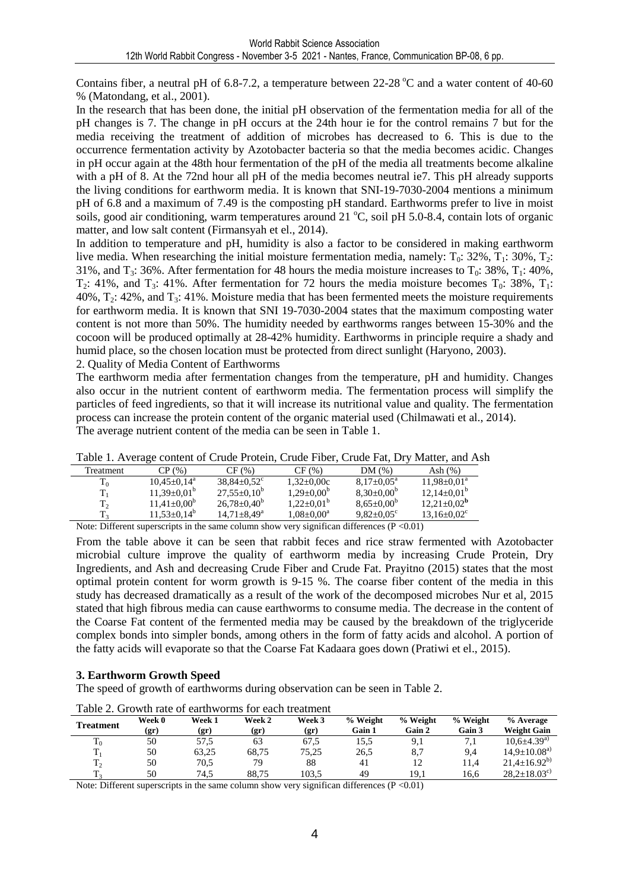Contains fiber, a neutral pH of 6.8-7.2, a temperature between 22-28 °C and a water content of 40-60 % (Matondang, et al., 2001).

In the research that has been done, the initial pH observation of the fermentation media for all of the pH changes is 7. The change in pH occurs at the 24th hour ie for the control remains 7 but for the media receiving the treatment of addition of microbes has decreased to 6. This is due to the occurrence fermentation activity by Azotobacter bacteria so that the media becomes acidic. Changes in pH occur again at the 48th hour fermentation of the pH of the media all treatments become alkaline with a pH of 8. At the 72nd hour all pH of the media becomes neutral ie7. This pH already supports the living conditions for earthworm media. It is known that SNI-19-7030-2004 mentions a minimum pH of 6.8 and a maximum of 7.49 is the composting pH standard. Earthworms prefer to live in moist soils, good air conditioning, warm temperatures around 21 °C, soil pH 5.0-8.4, contain lots of organic matter, and low salt content (Firmansyah et el., 2014).

In addition to temperature and pH, humidity is also a factor to be considered in making earthworm live media. When researching the initial moisture fermentation media, namely: $T_0$: 32%, $T_1$: 30%, $T_2$: 31%, and $T_3$: 36%. After fermentation for 48 hours the media moisture increases to $T_0$: 38%, $T_1$: 40%, $T_2$: 41%, and $T_3$: 41%. After fermentation for 72 hours the media moisture becomes $T_0$: 38%, $T_1$: 40%, $T_2$: 42%, and $T_3$: 41%. Moisture media that has been fermented meets the moisture requirements for earthworm media. It is known that SNI 19-7030-2004 states that the maximum composting water content is not more than 50%. The humidity needed by earthworms ranges between 15-30% and the cocoon will be produced optimally at 28-42% humidity. Earthworms in principle require a shady and humid place, so the chosen location must be protected from direct sunlight (Haryono, 2003).

2. Quality of Media Content of Earthworms

The earthworm media after fermentation changes from the temperature, pH and humidity. Changes also occur in the nutrient content of earthworm media. The fermentation process will simplify the particles of feed ingredients, so that it will increase its nutritional value and quality. The fermentation process can increase the protein content of the organic material used (Chilmawati et al., 2014).

The average nutrient content of the media can be seen in Table 1.

Table 1. Average content of Crude Protein, Crude Fiber, Crude Fat, Dry Matter, and Ash

| Treatment | CP (%) | CF (%) | CF (%) | DM (%) | Ash (%) |
|---|---|---|---|---|---|
| $T_0$ | $10{,}45{\pm}0{,}14^a$ | $38{,}84{\pm}0{,}52^c$ | $1{,}32{\pm}0{,}00$c | $8{,}17{\pm}0{,}05^a$ | $11{,}98{\pm}0{,}01^a$ |
| $T_1$ | $11{,}39{\pm}0{,}01^b$ | $27{,}55{\pm}0{,}10^b$ | $1{,}29{\pm}0{,}00^b$ | $8{,}30{\pm}0{,}00^b$ | $12{,}14{\pm}0{,}01^b$ |
| $T_2$ | $11{,}41{\pm}0{,}00^b$ | $26{,}78{\pm}0{,}40^b$ | $1{,}22{\pm}0{,}01^b$ | $8{,}65{\pm}0{,}00^b$ | $12{,}21{\pm}0{,}02^{\mathbf{b}}$ |
| $T_3$ | $11{,}53{\pm}0{,}14^b$ | $14{,}71{\pm}8{,}49^a$ | $1{,}08{\pm}0{,}00^a$ | $9{,}82{\pm}0{,}05^c$ | $13{,}16{\pm}0{,}02^c$ |

Note: Different superscripts in the same column show very significan differences ($P < 0.01$)

From the table above it can be seen that rabbit feces and rice straw fermented with Azotobacter microbial culture improve the quality of earthworm media by increasing Crude Protein, Dry Ingredients, and Ash and decreasing Crude Fiber and Crude Fat. Prayitno (2015) states that the most optimal protein content for worm growth is 9-15 %. The coarse fiber content of the media in this study has decreased dramatically as a result of the work of the decomposed microbes Nur et al, 2015 stated that high fibrous media can cause earthworms to consume media. The decrease in the content of the Coarse Fat content of the fermented media may be caused by the breakdown of the triglyceride complex bonds into simpler bonds, among others in the form of fatty acids and alcohol. A portion of the fatty acids will evaporate so that the Coarse Fat Kadaara goes down (Pratiwi et el., 2015).

### 3. Earthworm Growth Speed

The speed of growth of earthworms during observation can be seen in Table 2.

Table 2. Growth rate of earthworms for each treatment

| Treatment | Week 0 (gr) | Week 1 (gr) | Week 2 (gr) | Week 3 (gr) | % Weight Gain 1 | % Weight Gain 2 | % Weight Gain 3 | % Average Weight Gain |
|---|---|---|---|---|---|---|---|---|
| $T_0$ | 50 | 57,5 | 63 | 67,5 | 15,5 | 9,1 | 7,1 | $10{,}6{\pm}4{.}39^{a)}$ |
| $T_1$ | 50 | 63,25 | 68,75 | 75,25 | 26,5 | 8,7 | 9,4 | $14{,}9{\pm}10{.}08^{a)}$ |
| $T_2$ | 50 | 70,5 | 79 | 88 | 41 | 12 | 11,4 | $21{,}4{\pm}16{.}92^{b)}$ |
| $T_3$ | 50 | 74,5 | 88,75 | 103,5 | 49 | 19,1 | 16,6 | $28{,}2{\pm}18{.}03^{c)}$ |

Note: Different superscripts in the same column show very significan differences ($P < 0.01$)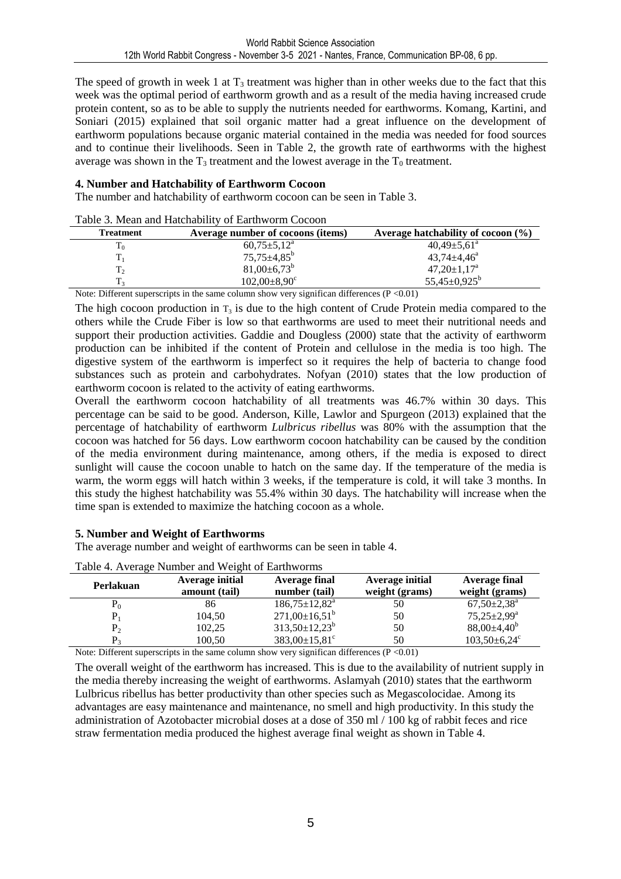The speed of growth in week 1 at $T_3$ treatment was higher than in other weeks due to the fact that this week was the optimal period of earthworm growth and as a result of the media having increased crude protein content, so as to be able to supply the nutrients needed for earthworms. Komang, Kartini, and Soniari (2015) explained that soil organic matter had a great influence on the development of earthworm populations because organic material contained in the media was needed for food sources and to continue their livelihoods. Seen in Table 2, the growth rate of earthworms with the highest average was shown in the $T_3$ treatment and the lowest average in the $T_0$ treatment.

### 4. Number and Hatchability of Earthworm Cocoon

The number and hatchability of earthworm cocoon can be seen in Table 3.

Table 3. Mean and Hatchability of Earthworm Cocoon

| Treatment | Average number of cocoons (items) | Average hatchability of cocoon (%) |
|---|---|---|
| $T_0$ | $60{,}75 \pm 5{,}12^a$ | $40{,}49 \pm 5{,}61^a$ |
| $T_1$ | $75{,}75 \pm 4{,}85^b$ | $43{,}74 \pm 4{,}46^a$ |
| $T_2$ | $81{,}00 \pm 6{,}73^b$ | $47{,}20 \pm 1{,}17^a$ |
| $T_3$ | $102{,}00 \pm 8{,}90^c$ | $55{,}45 \pm 0{,}925^b$ |

Note: Different superscripts in the same column show very significan differences ($P < 0.01$)

The high cocoon production in $T_3$ is due to the high content of Crude Protein media compared to the others while the Crude Fiber is low so that earthworms are used to meet their nutritional needs and support their production activities. Gaddie and Dougless (2000) state that the activity of earthworm production can be inhibited if the content of Protein and cellulose in the media is too high. The digestive system of the earthworm is imperfect so it requires the help of bacteria to change food substances such as protein and carbohydrates. Nofyan (2010) states that the low production of earthworm cocoon is related to the activity of eating earthworms.

Overall the earthworm cocoon hatchability of all treatments was 46.7% within 30 days. This percentage can be said to be good. Anderson, Kille, Lawlor and Spurgeon (2013) explained that the percentage of hatchability of earthworm *Lulbricus ribellus* was 80% with the assumption that the cocoon was hatched for 56 days. Low earthworm cocoon hatchability can be caused by the condition of the media environment during maintenance, among others, if the media is exposed to direct sunlight will cause the cocoon unable to hatch on the same day. If the temperature of the media is warm, the worm eggs will hatch within 3 weeks, if the temperature is cold, it will take 3 months. In this study the highest hatchability was 55.4% within 30 days. The hatchability will increase when the time span is extended to maximize the hatching cocoon as a whole.

### 5. Number and Weight of Earthworms

The average number and weight of earthworms can be seen in table 4.

Table 4. Average Number and Weight of Earthworms

| Perlakuan | Average initial amount (tail) | Average final number (tail) | Average initial weight (grams) | Average final weight (grams) |
|---|---|---|---|---|
| $P_0$ | 86 | $186{,}75 \pm 12{,}82^a$ | 50 | $67{,}50 \pm 2{,}38^a$ |
| $P_1$ | 104,50 | $271{,}00 \pm 16{,}51^b$ | 50 | $75{,}25 \pm 2{,}99^a$ |
| $P_2$ | 102,25 | $313{,}50 \pm 12{,}23^b$ | 50 | $88{,}00 \pm 4{,}40^b$ |
| $P_3$ | 100,50 | $383{,}00 \pm 15{,}81^c$ | 50 | $103{,}50 \pm 6{,}24^c$ |

Note: Different superscripts in the same column show very significan differences ($P < 0.01$)

The overall weight of the earthworm has increased. This is due to the availability of nutrient supply in the media thereby increasing the weight of earthworms. Aslamyah (2010) states that the earthworm Lulbricus ribellus has better productivity than other species such as Megascolocidae. Among its advantages are easy maintenance and maintenance, no smell and high productivity. In this study the administration of Azotobacter microbial doses at a dose of 350 ml / 100 kg of rabbit feces and rice straw fermentation media produced the highest average final weight as shown in Table 4.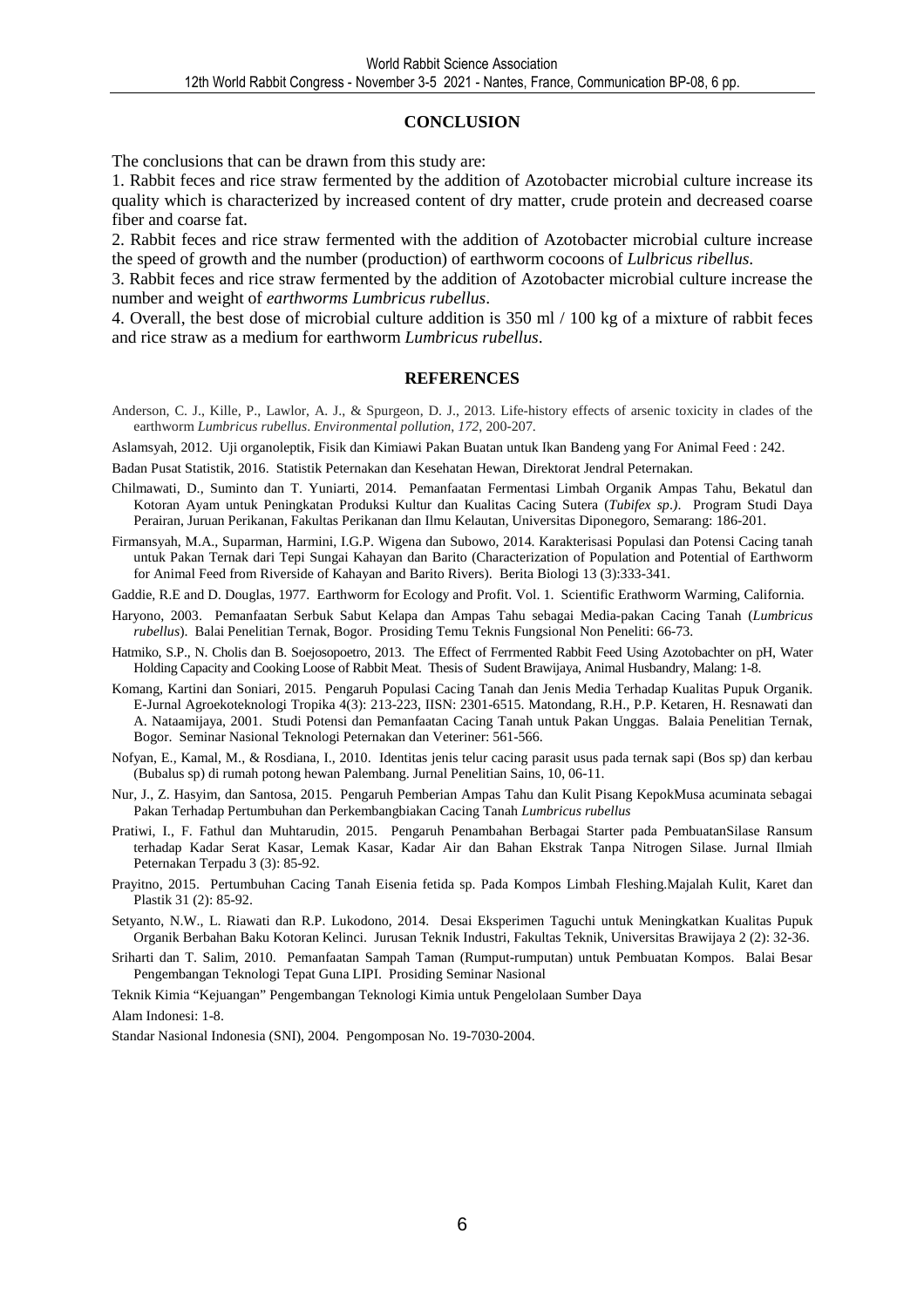## CONCLUSION

The conclusions that can be drawn from this study are:

1. Rabbit feces and rice straw fermented by the addition of Azotobacter microbial culture increase its quality which is characterized by increased content of dry matter, crude protein and decreased coarse fiber and coarse fat.
2. Rabbit feces and rice straw fermented with the addition of Azotobacter microbial culture increase the speed of growth and the number (production) of earthworm cocoons of *Lulbricus ribellus*.
3. Rabbit feces and rice straw fermented by the addition of Azotobacter microbial culture increase the number and weight of *earthworms Lumbricus rubellus*.
4. Overall, the best dose of microbial culture addition is 350 ml / 100 kg of a mixture of rabbit feces and rice straw as a medium for earthworm *Lumbricus rubellus*.

## REFERENCES

Anderson, C. J., Kille, P., Lawlor, A. J., & Spurgeon, D. J., 2013. Life-history effects of arsenic toxicity in clades of the earthworm *Lumbricus rubellus*. *Environmental pollution*, *172*, 200-207.

Aslamsyah, 2012. Uji organoleptik, Fisik dan Kimiawi Pakan Buatan untuk Ikan Bandeng yang For Animal Feed : 242.

Badan Pusat Statistik, 2016. Statistik Peternakan dan Kesehatan Hewan, Direktorat Jendral Peternakan.

Chilmawati, D., Suminto dan T. Yuniarti, 2014. Pemanfaatan Fermentasi Limbah Organik Ampas Tahu, Bekatul dan Kotoran Ayam untuk Peningkatan Produksi Kultur dan Kualitas Cacing Sutera (*Tubifex sp.)*. Program Studi Daya Perairan, Juruan Perikanan, Fakultas Perikanan dan Ilmu Kelautan, Universitas Diponegoro, Semarang: 186-201.

Firmansyah, M.A., Suparman, Harmini, I.G.P. Wigena dan Subowo, 2014. Karakterisasi Populasi dan Potensi Cacing tanah untuk Pakan Ternak dari Tepi Sungai Kahayan dan Barito (Characterization of Population and Potential of Earthworm for Animal Feed from Riverside of Kahayan and Barito Rivers). Berita Biologi 13 (3):333-341.

Gaddie, R.E and D. Douglas, 1977. Earthworm for Ecology and Profit. Vol. 1. Scientific Erathworm Warming, California.

Haryono, 2003. Pemanfaatan Serbuk Sabut Kelapa dan Ampas Tahu sebagai Media-pakan Cacing Tanah (*Lumbricus rubellus*). Balai Penelitian Ternak, Bogor. Prosiding Temu Teknis Fungsional Non Peneliti: 66-73.

Hatmiko, S.P., N. Cholis dan B. Soejosopoetro, 2013. The Effect of Ferrmented Rabbit Feed Using Azotobachter on pH, Water Holding Capacity and Cooking Loose of Rabbit Meat. Thesis of Sudent Brawijaya, Animal Husbandry, Malang: 1-8.

Komang, Kartini dan Soniari, 2015. Pengaruh Populasi Cacing Tanah dan Jenis Media Terhadap Kualitas Pupuk Organik. E-Jurnal Agroekoteknologi Tropika 4(3): 213-223, IISN: 2301-6515. Matondang, R.H., P.P. Ketaren, H. Resnawati dan A. Nataamijaya, 2001. Studi Potensi dan Pemanfaatan Cacing Tanah untuk Pakan Unggas. Balaia Penelitian Ternak, Bogor. Seminar Nasional Teknologi Peternakan dan Veteriner: 561-566.

Nofyan, E., Kamal, M., & Rosdiana, I., 2010. Identitas jenis telur cacing parasit usus pada ternak sapi (Bos sp) dan kerbau (Bubalus sp) di rumah potong hewan Palembang. Jurnal Penelitian Sains, 10, 06-11.

Nur, J., Z. Hasyim, dan Santosa, 2015. Pengaruh Pemberian Ampas Tahu dan Kulit Pisang KepokMusa acuminata sebagai Pakan Terhadap Pertumbuhan dan Perkembangbiakan Cacing Tanah *Lumbricus rubellus*

Pratiwi, I., F. Fathul dan Muhtarudin, 2015. Pengaruh Penambahan Berbagai Starter pada PembuatanSilase Ransum terhadap Kadar Serat Kasar, Lemak Kasar, Kadar Air dan Bahan Ekstrak Tanpa Nitrogen Silase. Jurnal Ilmiah Peternakan Terpadu 3 (3): 85-92.

Prayitno, 2015. Pertumbuhan Cacing Tanah Eisenia fetida sp. Pada Kompos Limbah Fleshing.Majalah Kulit, Karet dan Plastik 31 (2): 85-92.

Setyanto, N.W., L. Riawati dan R.P. Lukodono, 2014. Desai Eksperimen Taguchi untuk Meningkatkan Kualitas Pupuk Organik Berbahan Baku Kotoran Kelinci. Jurusan Teknik Industri, Fakultas Teknik, Universitas Brawijaya 2 (2): 32-36.

Sriharti dan T. Salim, 2010. Pemanfaatan Sampah Taman (Rumput-rumputan) untuk Pembuatan Kompos. Balai Besar Pengembangan Teknologi Tepat Guna LIPI. Prosiding Seminar Nasional

Teknik Kimia "Kejuangan" Pengembangan Teknologi Kimia untuk Pengelolaan Sumber Daya

Alam Indonesi: 1-8.

Standar Nasional Indonesia (SNI), 2004. Pengomposan No. 19-7030-2004.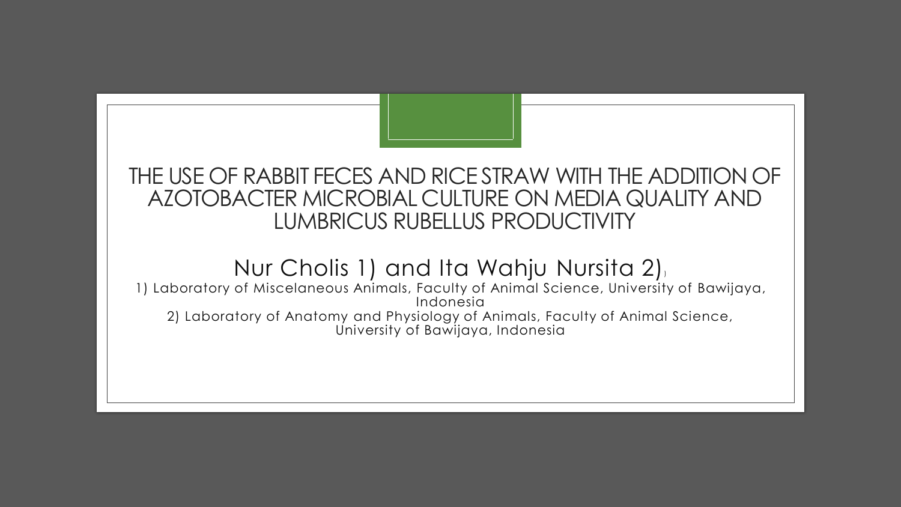# THE USE OF RABBIT FECES AND RICE STRAW WITH THE ADDITION OF AZOTOBACTER MICROBIAL CULTURE ON MEDIA QUALITY AND LUMBRICUS RUBELLUS PRODUCTIVITY

Nur Cholis 1) and Ita Wahju Nursita 2)

1) Laboratory of Miscelaneous Animals, Faculty of Animal Science, University of Bawijaya, Indonesia

2) Laboratory of Anatomy and Physiology of Animals, Faculty of Animal Science, University of Bawijaya, Indonesia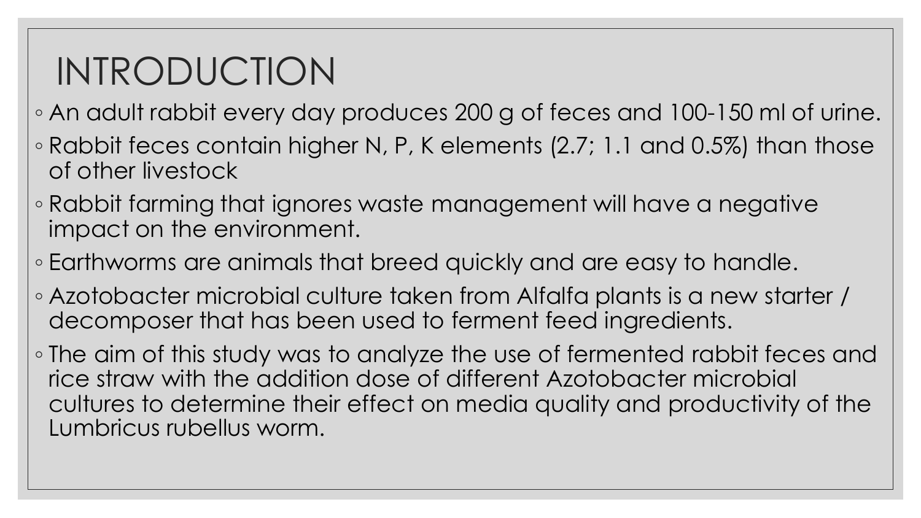# INTRODUCTION

- An adult rabbit every day produces 200 g of feces and 100-150 ml of urine.
- Rabbit feces contain higher N, P, K elements (2.7; 1.1 and 0.5%) than those of other livestock
- Rabbit farming that ignores waste management will have a negative impact on the environment.
- Earthworms are animals that breed quickly and are easy to handle.
- Azotobacter microbial culture taken from Alfalfa plants is a new starter / decomposer that has been used to ferment feed ingredients.
- The aim of this study was to analyze the use of fermented rabbit feces and rice straw with the addition dose of different Azotobacter microbial cultures to determine their effect on media quality and productivity of the Lumbricus rubellus worm.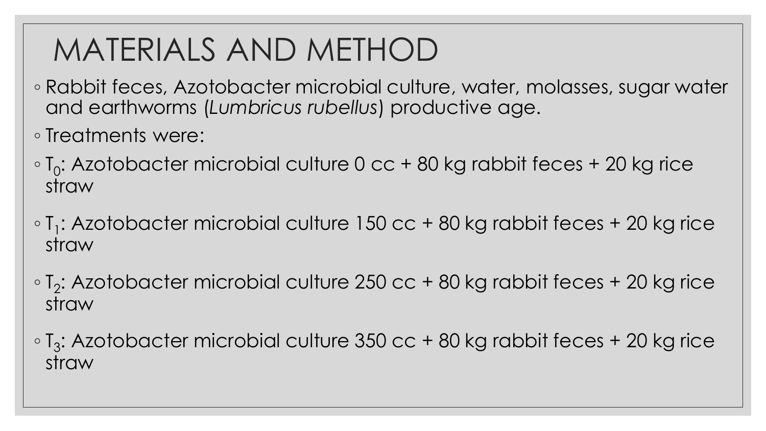# MATERIALS AND METHOD

- Rabbit feces, Azotobacter microbial culture, water, molasses, sugar water and earthworms (*Lumbricus rubellus*) productive age.
- Treatments were:
- $T_0$: Azotobacter microbial culture 0 cc + 80 kg rabbit feces + 20 kg rice straw
- $T_1$: Azotobacter microbial culture 150 cc + 80 kg rabbit feces + 20 kg rice straw
- $T_2$: Azotobacter microbial culture 250 cc + 80 kg rabbit feces + 20 kg rice straw
- $T_3$: Azotobacter microbial culture 350 cc + 80 kg rabbit feces + 20 kg rice straw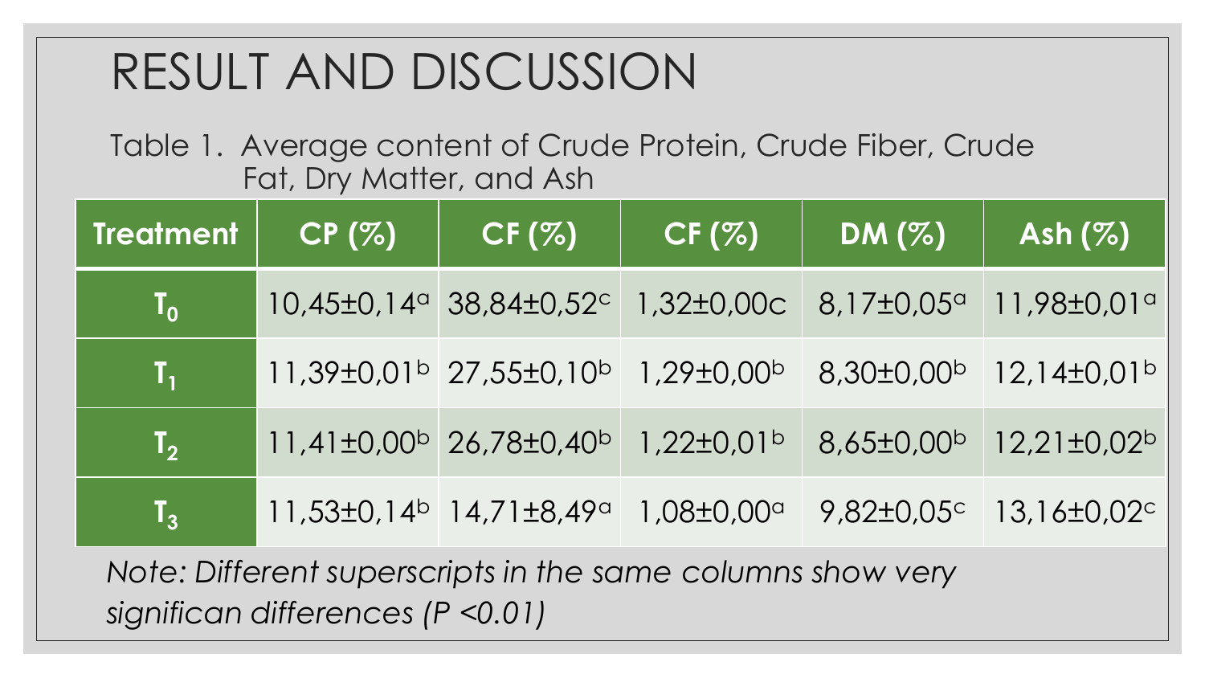# RESULT AND DISCUSSION

Table 1. Average content of Crude Protein, Crude Fiber, Crude Fat, Dry Matter, and Ash

| Treatment | CP (%) | CF (%) | CF (%) | DM (%) | Ash (%) |
|---|---|---|---|---|---|
| $T_0$ | 10,45±0,14$^a$ | 38,84±0,52$^c$ | 1,32±0,00c | 8,17±0,05$^a$ | 11,98±0,01$^a$ |
| $T_1$ | 11,39±0,01$^b$ | 27,55±0,10$^b$ | 1,29±0,00$^b$ | 8,30±0,00$^b$ | 12,14±0,01$^b$ |
| $T_2$ | 11,41±0,00$^b$ | 26,78±0,40$^b$ | 1,22±0,01$^b$ | 8,65±0,00$^b$ | 12,21±0,02$^b$ |
| $T_3$ | 11,53±0,14$^b$ | 14,71±8,49$^a$ | 1,08±0,00$^a$ | 9,82±0,05$^c$ | 13,16±0,02$^c$ |

*Note: Different superscripts in the same columns show very significan differences (P <0.01)*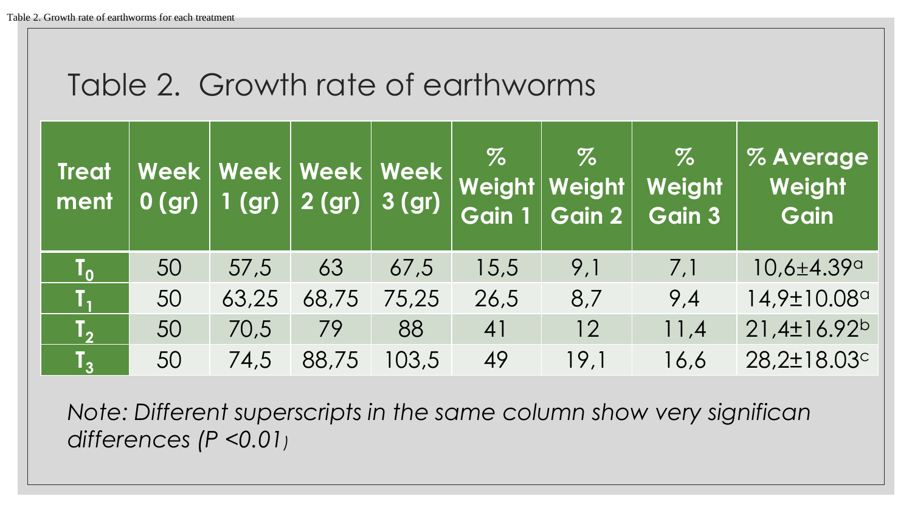Table 2. Growth rate of earthworms for each treatment

## Table 2. Growth rate of earthworms

| Treatment | Week 0 (gr) | Week 1 (gr) | Week 2 (gr) | Week 3 (gr) | % Weight Gain 1 | % Weight Gain 2 | % Weight Gain 3 | % Average Weight Gain |
|---|---|---|---|---|---|---|---|---|
| $T_0$ | 50 | 57,5 | 63 | 67,5 | 15,5 | 9,1 | 7,1 | 10,6±4.39[a] |
| $T_1$ | 50 | 63,25 | 68,75 | 75,25 | 26,5 | 8,7 | 9,4 | 14,9±10.08[a] |
| $T_2$ | 50 | 70,5 | 79 | 88 | 41 | 12 | 11,4 | 21,4±16.92[b] |
| $T_3$ | 50 | 74,5 | 88,75 | 103,5 | 49 | 19,1 | 16,6 | 28,2±18.03[c] |

*Note: Different superscripts in the same column show very significan differences (P <0.01)*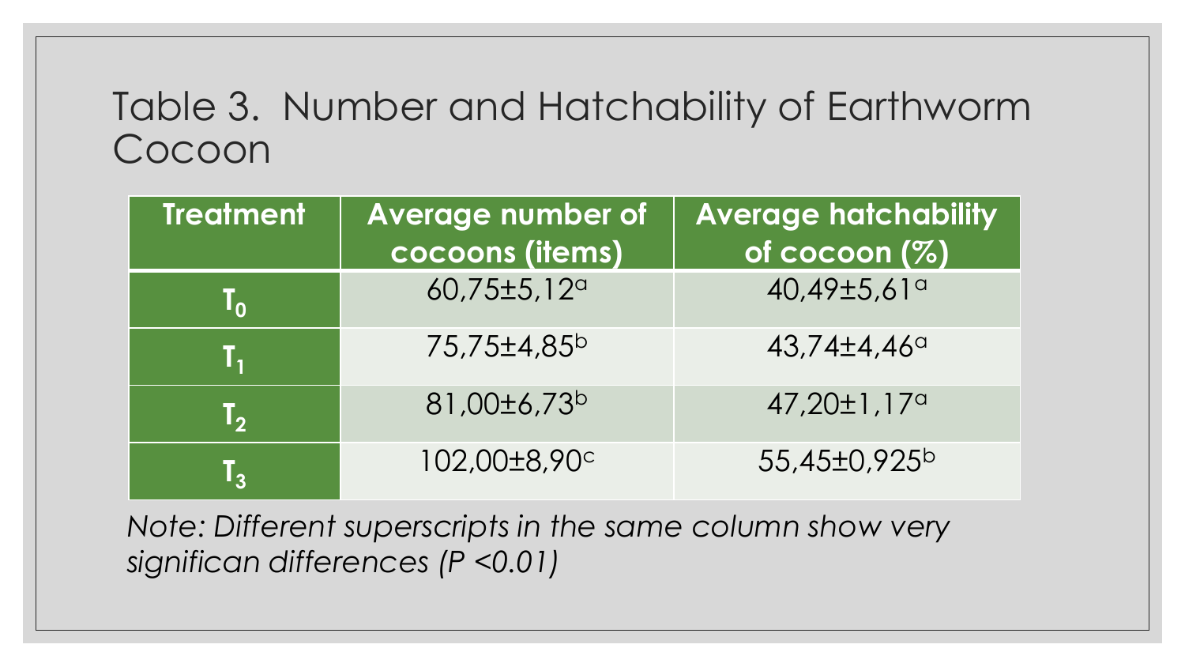# Table 3. Number and Hatchability of Earthworm Cocoon

| Treatment | Average number of cocoons (items) | Average hatchability of cocoon (%) |
|---|---|---|
| $T_0$ | 60,75±5,12$^{a}$ | 40,49±5,61$^{a}$ |
| $T_1$ | 75,75±4,85$^{b}$ | 43,74±4,46$^{a}$ |
| $T_2$ | 81,00±6,73$^{b}$ | 47,20±1,17$^{a}$ |
| $T_3$ | 102,00±8,90$^{c}$ | 55,45±0,925$^{b}$ |

*Note: Different superscripts in the same column show very significan differences (P <0.01)*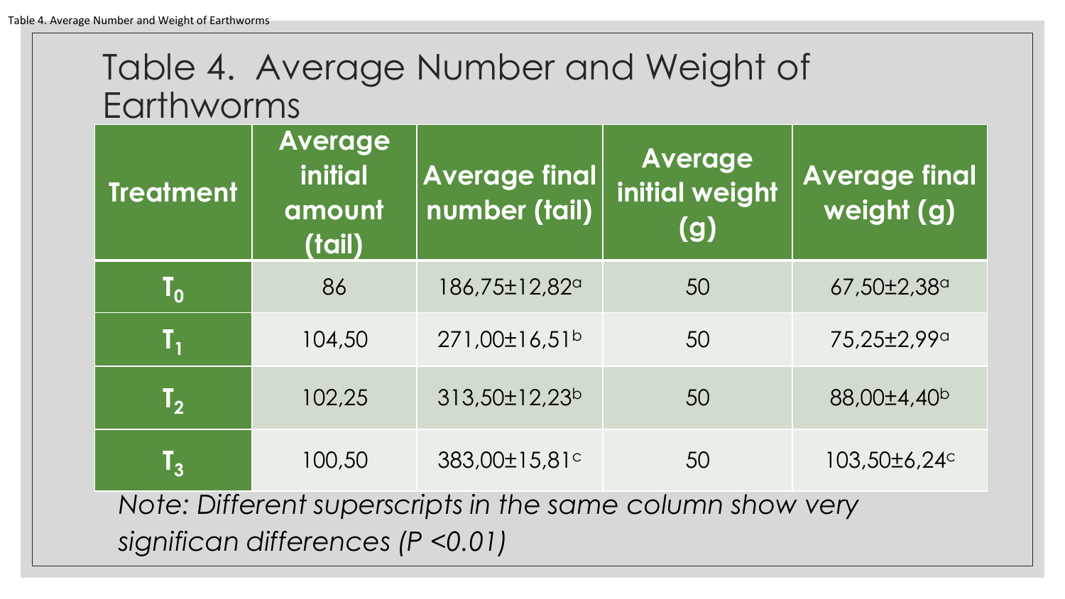Table 4. Average Number and Weight of Earthworms

# Table 4. Average Number and Weight of Earthworms

| Treatment | Average initial amount (tail) | Average final number (tail) | Average initial weight (g) | Average final weight (g) |
|---|---|---|---|---|
| $T_0$ | 86 | 186,75±12,82[a] | 50 | 67,50±2,38[a] |
| $T_1$ | 104,50 | 271,00±16,51[b] | 50 | 75,25±2,99[a] |
| $T_2$ | 102,25 | 313,50±12,23[b] | 50 | 88,00±4,40[b] |
| $T_3$ | 100,50 | 383,00±15,81[c] | 50 | 103,50±6,24[c] |

*Note: Different superscripts in the same column show very significan differences (P <0.01)*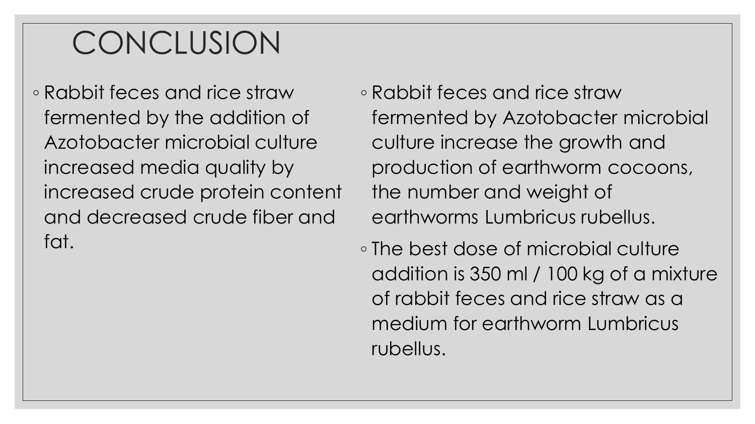# CONCLUSION

- Rabbit feces and rice straw fermented by the addition of Azotobacter microbial culture increased media quality by increased crude protein content and decreased crude fiber and fat.
- Rabbit feces and rice straw fermented by Azotobacter microbial culture increase the growth and production of earthworm cocoons, the number and weight of earthworms Lumbricus rubellus.
- The best dose of microbial culture addition is 350 ml / 100 kg of a mixture of rabbit feces and rice straw as a medium for earthworm Lumbricus rubellus.